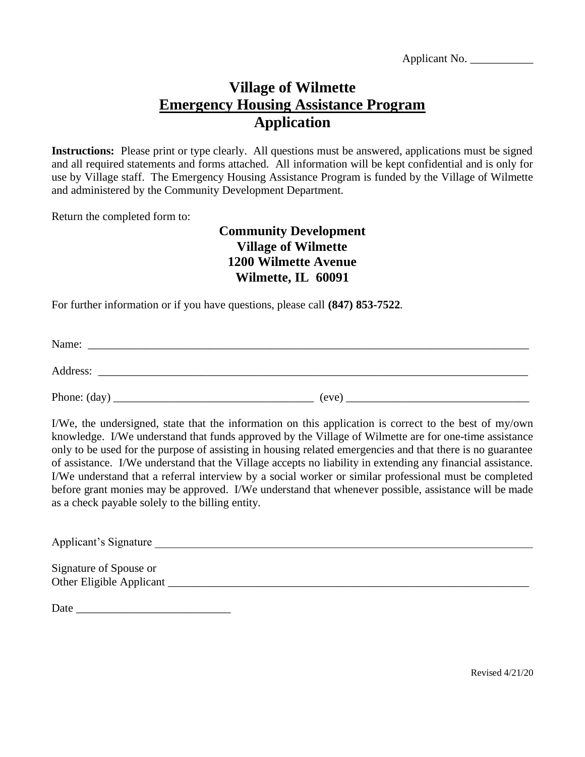Applicant No. ___________

# Village of Wilmette
## Emergency Housing Assistance Program
## Application

**Instructions:** Please print or type clearly. All questions must be answered, applications must be signed and all required statements and forms attached. All information will be kept confidential and is only for use by Village staff. The Emergency Housing Assistance Program is funded by the Village of Wilmette and administered by the Community Development Department.

Return the completed form to:

**Community Development**
**Village of Wilmette**
**1200 Wilmette Avenue**
**Wilmette, IL 60091**

For further information or if you have questions, please call **(847) 853-7522**.

Name: ________________________________________________________________________________

Address: ______________________________________________________________________________

Phone: (day) ___________________________________ (eve) ________________________________

I/We, the undersigned, state that the information on this application is correct to the best of my/own knowledge. I/We understand that funds approved by the Village of Wilmette are for one-time assistance only to be used for the purpose of assisting in housing related emergencies and that there is no guarantee of assistance. I/We understand that the Village accepts no liability in extending any financial assistance. I/We understand that a referral interview by a social worker or similar professional must be completed before grant monies may be approved. I/We understand that whenever possible, assistance will be made as a check payable solely to the billing entity.

Applicant's Signature ___________________________________________________________________

Signature of Spouse or
Other Eligible Applicant _________________________________________________________________

Date ___________________________

Revised 4/21/20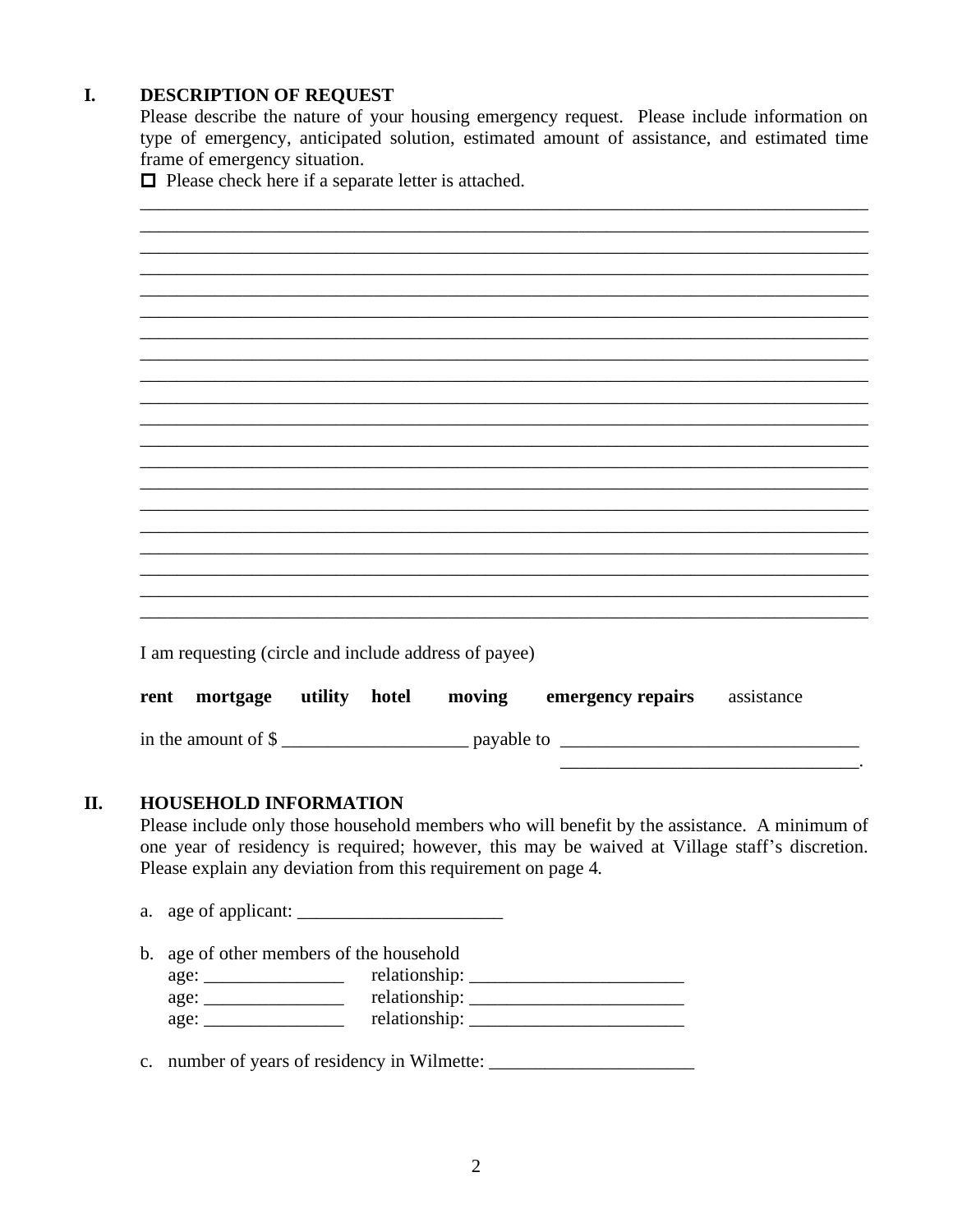## I. DESCRIPTION OF REQUEST

Please describe the nature of your housing emergency request. Please include information on type of emergency, anticipated solution, estimated amount of assistance, and estimated time frame of emergency situation.

☐ Please check here if a separate letter is attached.

\_\_\_\_\_\_\_\_\_\_\_\_\_\_\_\_\_\_\_\_\_\_\_\_\_\_\_\_\_\_\_\_\_\_\_\_\_\_\_\_\_\_\_\_\_\_\_\_\_\_\_\_\_\_\_\_\_\_\_\_\_\_\_\_\_\_\_\_\_\_\_\_\_\_\_\_\_\_
\_\_\_\_\_\_\_\_\_\_\_\_\_\_\_\_\_\_\_\_\_\_\_\_\_\_\_\_\_\_\_\_\_\_\_\_\_\_\_\_\_\_\_\_\_\_\_\_\_\_\_\_\_\_\_\_\_\_\_\_\_\_\_\_\_\_\_\_\_\_\_\_\_\_\_\_\_\_
\_\_\_\_\_\_\_\_\_\_\_\_\_\_\_\_\_\_\_\_\_\_\_\_\_\_\_\_\_\_\_\_\_\_\_\_\_\_\_\_\_\_\_\_\_\_\_\_\_\_\_\_\_\_\_\_\_\_\_\_\_\_\_\_\_\_\_\_\_\_\_\_\_\_\_\_\_\_
\_\_\_\_\_\_\_\_\_\_\_\_\_\_\_\_\_\_\_\_\_\_\_\_\_\_\_\_\_\_\_\_\_\_\_\_\_\_\_\_\_\_\_\_\_\_\_\_\_\_\_\_\_\_\_\_\_\_\_\_\_\_\_\_\_\_\_\_\_\_\_\_\_\_\_\_\_\_

I am requesting (circle and include address of payee)

**rent** **mortgage** **utility** **hotel** **moving** **emergency repairs** assistance

in the amount of $ \_\_\_\_\_\_\_\_\_\_\_\_\_\_\_\_\_\_\_\_ payable to \_\_\_\_\_\_\_\_\_\_\_\_\_\_\_\_\_\_\_\_\_\_\_\_\_\_\_\_\_\_\_\_
\_\_\_\_\_\_\_\_\_\_\_\_\_\_\_\_\_\_\_\_\_\_\_\_\_\_\_\_\_\_\_\_.

## II. HOUSEHOLD INFORMATION

Please include only those household members who will benefit by the assistance. A minimum of one year of residency is required; however, this may be waived at Village staff's discretion. Please explain any deviation from this requirement on page 4.

a. age of applicant: \_\_\_\_\_\_\_\_\_\_\_\_\_\_\_\_\_\_\_\_\_\_

b. age of other members of the household
   age: \_\_\_\_\_\_\_\_\_\_\_\_\_\_\_ relationship: \_\_\_\_\_\_\_\_\_\_\_\_\_\_\_\_\_\_\_\_\_\_\_
   age: \_\_\_\_\_\_\_\_\_\_\_\_\_\_\_ relationship: \_\_\_\_\_\_\_\_\_\_\_\_\_\_\_\_\_\_\_\_\_\_\_
   age: \_\_\_\_\_\_\_\_\_\_\_\_\_\_\_ relationship: \_\_\_\_\_\_\_\_\_\_\_\_\_\_\_\_\_\_\_\_\_\_\_

c. number of years of residency in Wilmette: \_\_\_\_\_\_\_\_\_\_\_\_\_\_\_\_\_\_\_\_\_\_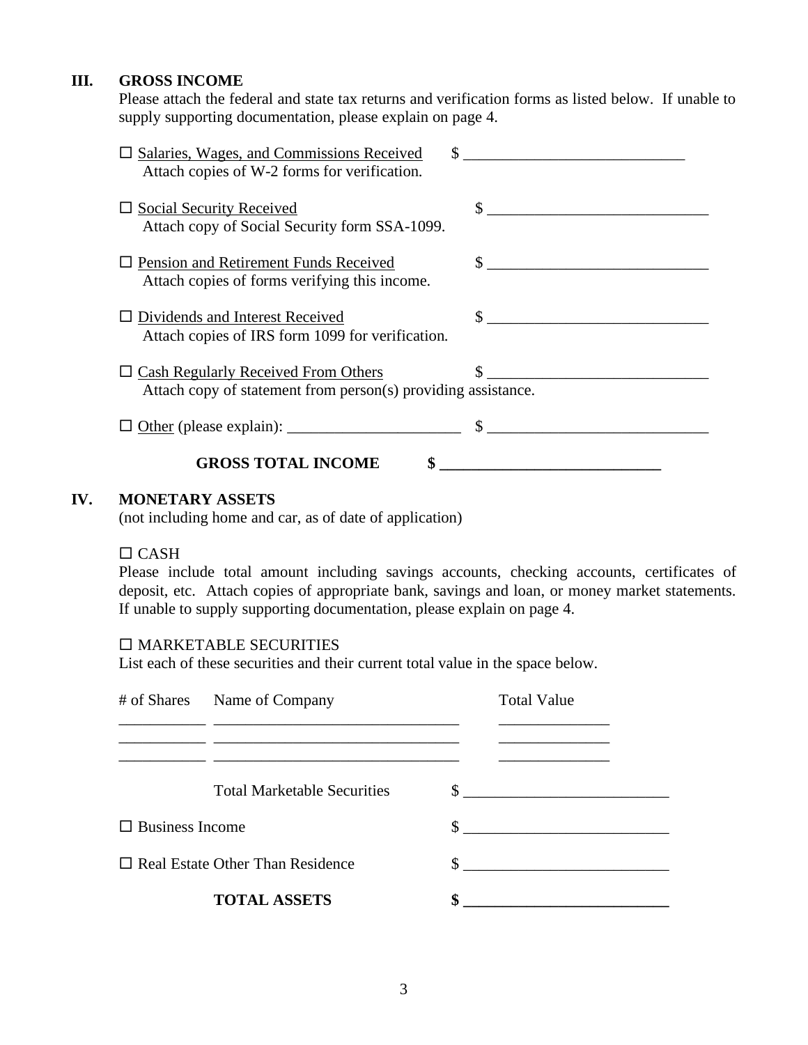## III. GROSS INCOME

Please attach the federal and state tax returns and verification forms as listed below. If unable to supply supporting documentation, please explain on page 4.

☐ Salaries, Wages, and Commissions Received $ ____________________________
Attach copies of W-2 forms for verification.

☐ Social Security Received $ ____________________________
Attach copy of Social Security form SSA-1099.

☐ Pension and Retirement Funds Received $ ____________________________
Attach copies of forms verifying this income.

☐ Dividends and Interest Received $ ____________________________
Attach copies of IRS form 1099 for verification.

☐ Cash Regularly Received From Others $ ____________________________
Attach copy of statement from person(s) providing assistance.

☐ Other (please explain): ______________________ $ ____________________________

**GROSS TOTAL INCOME $ ____________________________**

## IV. MONETARY ASSETS

(not including home and car, as of date of application)

☐ CASH

Please include total amount including savings accounts, checking accounts, certificates of deposit, etc. Attach copies of appropriate bank, savings and loan, or money market statements. If unable to supply supporting documentation, please explain on page 4.

☐ MARKETABLE SECURITIES

List each of these securities and their current total value in the space below.

| # of Shares | Name of Company | Total Value |
|---|---|---|
| __________ | ______________________________ | ______________ |
| __________ | ______________________________ | ______________ |
| __________ | ______________________________ | ______________ |

Total Marketable Securities $ __________________________

☐ Business Income $ __________________________

☐ Real Estate Other Than Residence $ __________________________

**TOTAL ASSETS $ __________________________**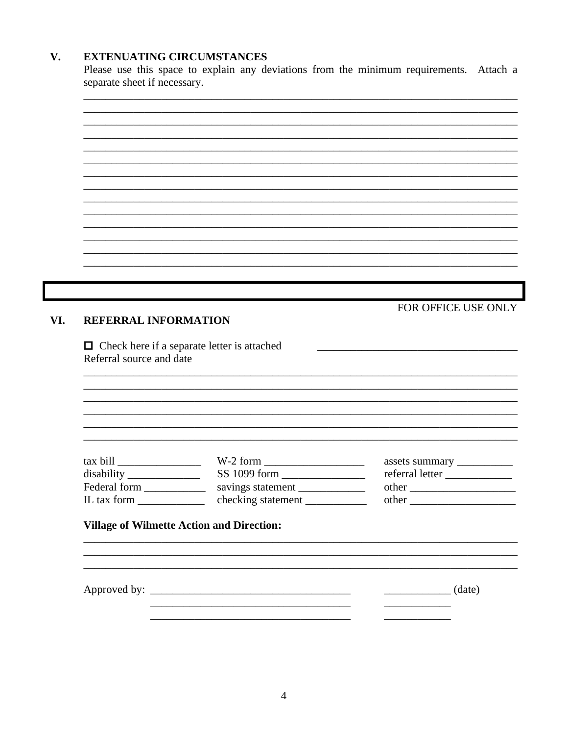## V. EXTENUATING CIRCUMSTANCES

Please use this space to explain any deviations from the minimum requirements. Attach a separate sheet if necessary.

______________________________________________________________________________
______________________________________________________________________________
______________________________________________________________________________
______________________________________________________________________________
______________________________________________________________________________
______________________________________________________________________________
______________________________________________________________________________
______________________________________________________________________________
______________________________________________________________________________
______________________________________________________________________________
______________________________________________________________________________
______________________________________________________________________________
______________________________________________________________________________
______________________________________________________________________________

FOR OFFICE USE ONLY

## VI. REFERRAL INFORMATION

☐ Check here if a separate letter is attached ____________________________________

Referral source and date

______________________________________________________________________________
______________________________________________________________________________
______________________________________________________________________________
______________________________________________________________________________
______________________________________________________________________________
______________________________________________________________________________

| | | |
|---|---|---|
| tax bill _______________ | W-2 form __________________ | assets summary __________ |
| disability _____________ | SS 1099 form _______________ | referral letter ____________ |
| Federal form ___________ | savings statement ____________ | other ___________________ |
| IL tax form ____________ | checking statement ___________ | other ___________________ |

**Village of Wilmette Action and Direction:**

______________________________________________________________________________
______________________________________________________________________________
______________________________________________________________________________

Approved by: ____________________________________ ____________ (date)

____________________________________ ____________

____________________________________ ____________